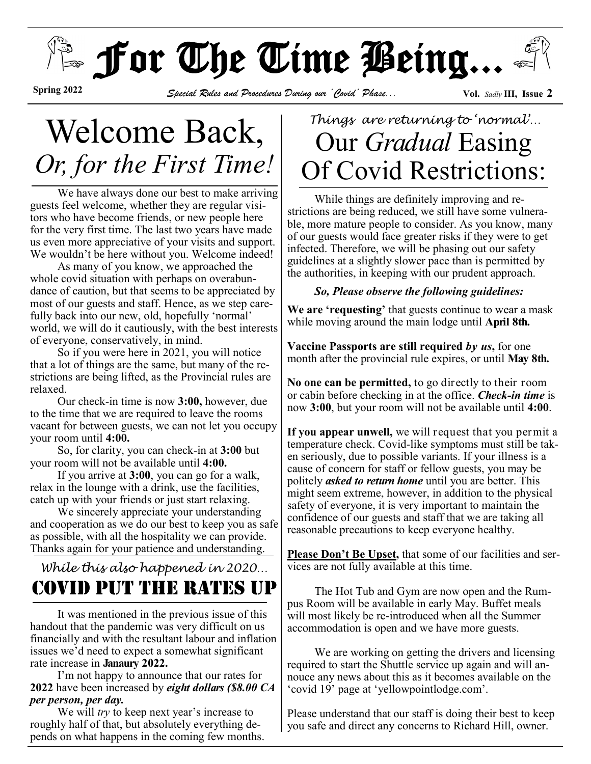# For The Time Being...

**Spring 2022** *Special Rules and Procedures During our 'Covid' Phase...* **Vol.** *Sadly* **III, Issue 2**

# Welcome Back, *Or, for the First Time!*

We have always done our best to make arriving guests feel welcome, whether they are regular visitors who have become friends, or new people here for the very first time. The last two years have made us even more appreciative of your visits and support. We wouldn't be here without you. Welcome indeed!

As many of you know, we approached the whole covid situation with perhaps on overabundance of caution, but that seems to be appreciated by most of our guests and staff. Hence, as we step carefully back into our new, old, hopefully 'normal' world, we will do it cautiously, with the best interests of everyone, conservatively, in mind.

So if you were here in 2021, you will notice that a lot of things are the same, but many of the restrictions are being lifted, as the Provincial rules are relaxed.

Our check-in time is now **3:00,** however, due to the time that we are required to leave the rooms vacant for between guests, we can not let you occupy your room until **4:00.**

So, for clarity, you can check-in at **3:00** but your room will not be available until **4:00.**

If you arrive at **3:00**, you can go for a walk, relax in the lounge with a drink, use the facilities, catch up with your friends or just start relaxing.

We sincerely appreciate your understanding and cooperation as we do our best to keep you as safe as possible, with all the hospitality we can provide. Thanks again for your patience and understanding.

*While this also happened in 2020...*

## COVID PUT THE RATES UP

It was mentioned in the previous issue of this handout that the pandemic was very difficult on us financially and with the resultant labour and inflation issues we'd need to expect a somewhat significant rate increase in **Janaury 2022.**

I'm not happy to announce that our rates for **2022** have been increased by ***eight dollars ($8.00 CA per person, per day.***

We will *try* to keep next year's increase to roughly half of that, but absolutely everything depends on what happens in the coming few months.

*Things are returning to 'normal'...*

# Our *Gradual* Easing Of Covid Restrictions:

While things are definitely improving and restrictions are being reduced, we still have some vulnerable, more mature people to consider. As you know, many of our guests would face greater risks if they were to get infected. Therefore, we will be phasing out our safety guidelines at a slightly slower pace than is permitted by the authorities, in keeping with our prudent approach.

***So, Please observe the following guidelines:***

**We are 'requesting'** that guests continue to wear a mask while moving around the main lodge until **April 8th.**

**Vaccine Passports are still required** ***by us*****,** for one month after the provincial rule expires, or until **May 8th.**

**No one can be permitted,** to go directly to their room or cabin before checking in at the office. ***Check-in time*** is now **3:00**, but your room will not be available until **4:00**.

**If you appear unwell,** we will request that you permit a temperature check. Covid-like symptoms must still be taken seriously, due to possible variants. If your illness is a cause of concern for staff or fellow guests, you may be politely ***asked to return home*** until you are better. This might seem extreme, however, in addition to the physical safety of everyone, it is very important to maintain the confidence of our guests and staff that we are taking all reasonable precautions to keep everyone healthy.

**Please Don't Be Upset,** that some of our facilities and services are not fully available at this time.

The Hot Tub and Gym are now open and the Rumpus Room will be available in early May. Buffet meals will most likely be re-introduced when all the Summer accommodation is open and we have more guests.

We are working on getting the drivers and licensing required to start the Shuttle service up again and will announce any news about this as it becomes available on the 'covid 19' page at 'yellowpointlodge.com'.

Please understand that our staff is doing their best to keep you safe and direct any concerns to Richard Hill, owner.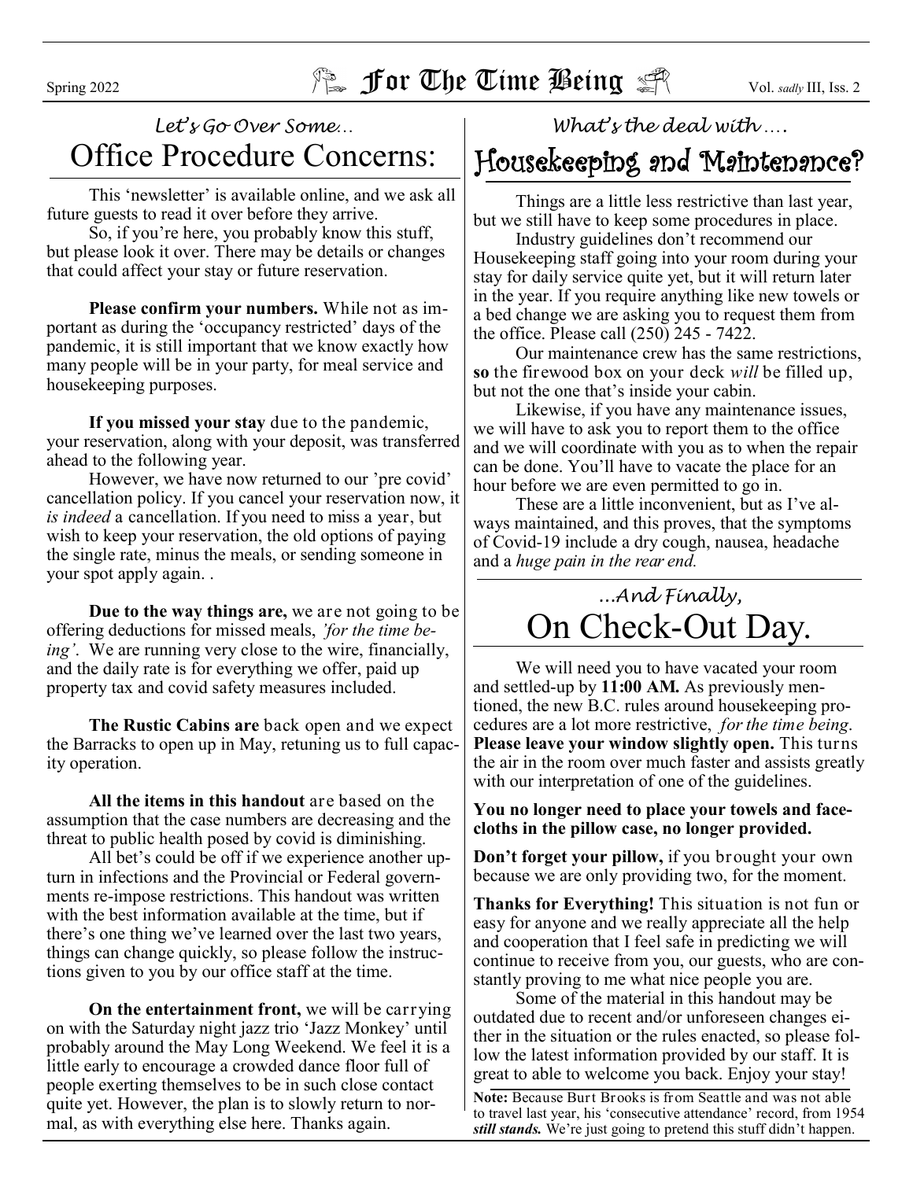Spring 2022 — For The Time Being — Vol. *sadly* III, Iss. 2

## *Let's Go Over Some...*
# Office Procedure Concerns:

This 'newsletter' is available online, and we ask all future guests to read it over before they arrive.

So, if you're here, you probably know this stuff, but please look it over. There may be details or changes that could affect your stay or future reservation.

**Please confirm your numbers.** While not as important as during the 'occupancy restricted' days of the pandemic, it is still important that we know exactly how many people will be in your party, for meal service and housekeeping purposes.

**If you missed your stay** due to the pandemic, your reservation, along with your deposit, was transferred ahead to the following year.

However, we have now returned to our 'pre covid' cancellation policy. If you cancel your reservation now, it *is indeed* a cancellation. If you need to miss a year, but wish to keep your reservation, the old options of paying the single rate, minus the meals, or sending someone in your spot apply again. .

**Due to the way things are,** we are not going to be offering deductions for missed meals, *'for the time being'*. We are running very close to the wire, financially, and the daily rate is for everything we offer, paid up property tax and covid safety measures included.

**The Rustic Cabins are** back open and we expect the Barracks to open up in May, retuning us to full capacity operation.

**All the items in this handout** are based on the assumption that the case numbers are decreasing and the threat to public health posed by covid is diminishing.

All bet's could be off if we experience another upturn in infections and the Provincial or Federal governments re-impose restrictions. This handout was written with the best information available at the time, but if there's one thing we've learned over the last two years, things can change quickly, so please follow the instructions given to you by our office staff at the time.

**On the entertainment front,** we will be carrying on with the Saturday night jazz trio 'Jazz Monkey' until probably around the May Long Weekend. We feel it is a little early to encourage a crowded dance floor full of people exerting themselves to be in such close contact quite yet. However, the plan is to slowly return to normal, as with everything else here. Thanks again.

## *What's the deal with ....*
# Housekeeping and Maintenance?

Things are a little less restrictive than last year, but we still have to keep some procedures in place.

Industry guidelines don't recommend our Housekeeping staff going into your room during your stay for daily service quite yet, but it will return later in the year. If you require anything like new towels or a bed change we are asking you to request them from the office. Please call (250) 245 - 7422.

Our maintenance crew has the same restrictions, **so** the firewood box on your deck *will* be filled up, but not the one that's inside your cabin.

Likewise, if you have any maintenance issues, we will have to ask you to report them to the office and we will coordinate with you as to when the repair can be done. You'll have to vacate the place for an hour before we are even permitted to go in.

These are a little inconvenient, but as I've always maintained, and this proves, that the symptoms of Covid-19 include a dry cough, nausea, headache and a *huge pain in the rear end.*

## *...And Finally,*
# On Check-Out Day.

We will need you to have vacated your room and settled-up by **11:00 AM.** As previously mentioned, the new B.C. rules around housekeeping procedures are a lot more restrictive, *for the time being*. **Please leave your window slightly open.** This turns the air in the room over much faster and assists greatly with our interpretation of one of the guidelines.

**You no longer need to place your towels and facecloths in the pillow case, no longer provided.**

**Don't forget your pillow,** if you brought your own because we are only providing two, for the moment.

**Thanks for Everything!** This situation is not fun or easy for anyone and we really appreciate all the help and cooperation that I feel safe in predicting we will continue to receive from you, our guests, who are constantly proving to me what nice people you are.

Some of the material in this handout may be outdated due to recent and/or unforeseen changes either in the situation or the rules enacted, so please follow the latest information provided by our staff. It is great to able to welcome you back. Enjoy your stay!

**Note:** Because Burt Brooks is from Seattle and was not able to travel last year, his 'consecutive attendance' record, from 1954 ***still stands.*** We're just going to pretend this stuff didn't happen.